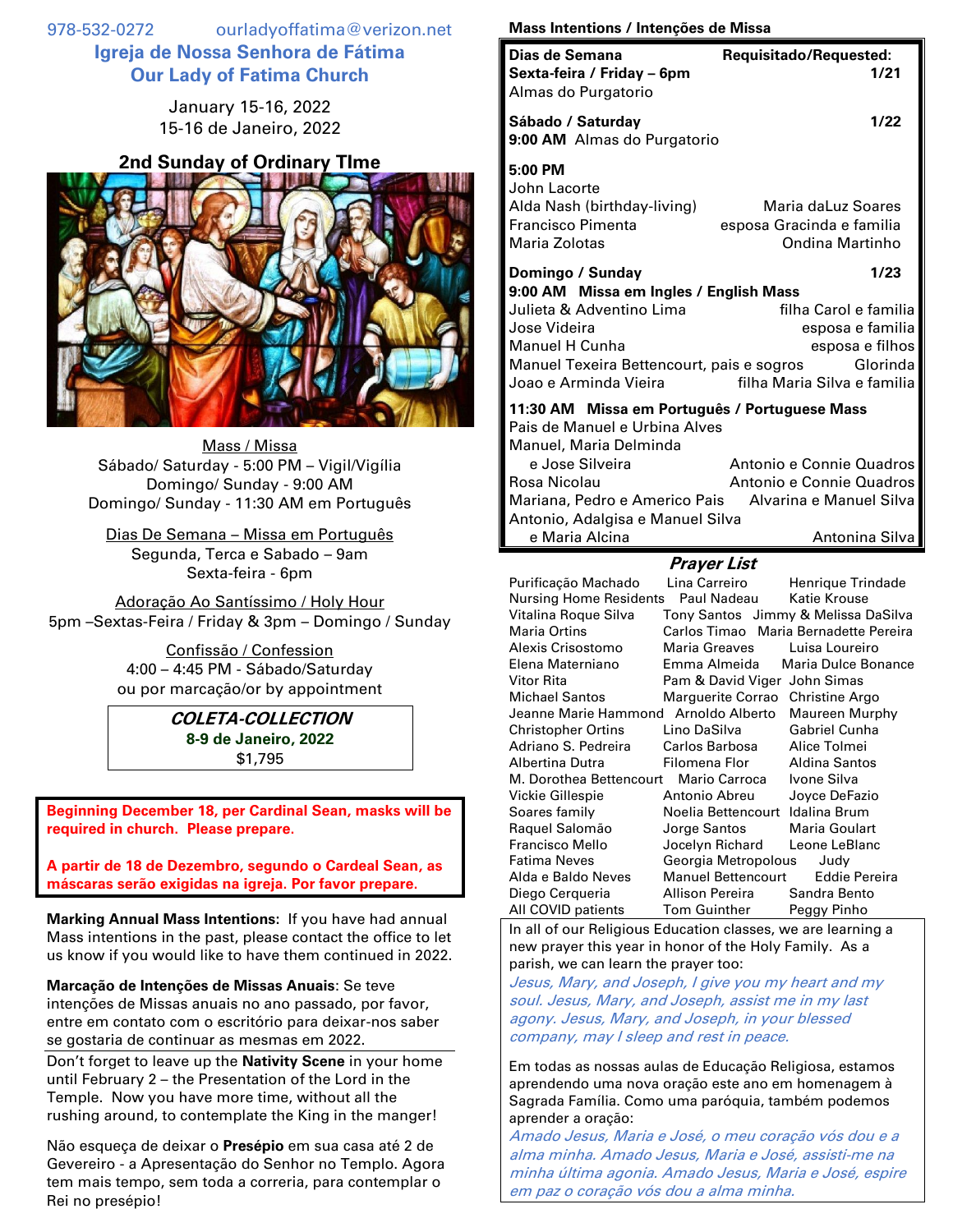978-532-0272 ourladyoffatima@verizon.net

# Igreja de Nossa Senhora de Fátima
# Our Lady of Fatima Church

January 15-16, 2022
15-16 de Janeiro, 2022

## 2nd Sunday of Ordinary TIme

Mass / Missa
Sábado/ Saturday - 5:00 PM – Vigil/Vigília
Domingo/ Sunday - 9:00 AM
Domingo/ Sunday - 11:30 AM em Português

Dias De Semana – Missa em Português
Segunda, Terca e Sabado – 9am
Sexta-feira - 6pm

Adoração Ao Santíssimo / Holy Hour
5pm –Sextas-Feira / Friday & 3pm – Domingo / Sunday

Confissão / Confession
4:00 – 4:45 PM - Sábado/Saturday
ou por marcação/or by appointment

***COLETA-COLLECTION***
**8-9 de Janeiro, 2022**
$1,795

**Beginning December 18, per Cardinal Sean, masks will be required in church. Please prepare.**

**A partir de 18 de Dezembro, segundo o Cardeal Sean, as máscaras serão exigidas na igreja. Por favor prepare.**

**Marking Annual Mass Intentions:** If you have had annual Mass intentions in the past, please contact the office to let us know if you would like to have them continued in 2022.

**Marcação de Intenções de Missas Anuais**: Se teve intenções de Missas anuais no ano passado, por favor, entre em contato com o escritório para deixar-nos saber se gostaria de continuar as mesmas em 2022.

Don't forget to leave up the **Nativity Scene** in your home until February 2 – the Presentation of the Lord in the Temple. Now you have more time, without all the rushing around, to contemplate the King in the manger!

Não esqueça de deixar o **Presépio** em sua casa até 2 de Gevereiro - a Apresentação do Senhor no Templo. Agora tem mais tempo, sem toda a correria, para contemplar o Rei no presépio!

**Mass Intentions / Intenções de Missa**

**Dias de Semana** — **Requisitado/Requested:**

**Sexta-feira / Friday – 6pm** — **1/21**
Almas do Purgatorio

**Sábado / Saturday** — **1/22**
**9:00 AM** Almas do Purgatorio

**5:00 PM**
John Lacorte
Alda Nash (birthday-living) — Maria daLuz Soares
Francisco Pimenta — esposa Gracinda e familia
Maria Zolotas — Ondina Martinho

**Domingo / Sunday** — **1/23**
**9:00 AM Missa em Ingles / English Mass**
Julieta & Adventino Lima — filha Carol e familia
Jose Videira — esposa e familia
Manuel H Cunha — esposa e filhos
Manuel Texeira Bettencourt, pais e sogros — Glorinda
Joao e Arminda Vieira — filha Maria Silva e familia

**11:30 AM Missa em Português / Portuguese Mass**
Pais de Manuel e Urbina Alves
Manuel, Maria Delminda e Jose Silveira — Antonio e Connie Quadros
Rosa Nicolau — Antonio e Connie Quadros
Mariana, Pedro e Americo Pais — Alvarina e Manuel Silva
Antonio, Adalgisa e Manuel Silva e Maria Alcina — Antonina Silva

***Prayer List***

Purificação Machado, Lina Carreiro, Henrique Trindade, Nursing Home Residents, Paul Nadeau, Katie Krouse, Vitalina Roque Silva, Tony Santos, Jimmy & Melissa DaSilva, Maria Ortins, Carlos Timao, Maria Bernadette Pereira, Alexis Crisostomo, Maria Greaves, Luisa Loureiro, Elena Materniano, Emma Almeida, Maria Dulce Bonance, Vitor Rita, Pam & David Viger, John Simas, Michael Santos, Marguerite Corrao, Christine Argo, Jeanne Marie Hammond, Arnoldo Alberto, Maureen Murphy, Christopher Ortins, Lino DaSilva, Gabriel Cunha, Adriano S. Pedreira, Carlos Barbosa, Alice Tolmei, Albertina Dutra, Filomena Flor, Aldina Santos, M. Dorothea Bettencourt, Mario Carroca, Ivone Silva, Vickie Gillespie, Antonio Abreu, Joyce DeFazio, Soares family, Noelia Bettencourt, Idalina Brum, Raquel Salomão, Jorge Santos, Maria Goulart, Francisco Mello, Jocelyn Richard, Leone LeBlanc, Fatima Neves, Georgia Metropolous, Judy, Alda e Baldo Neves, Manuel Bettencourt, Eddie Pereira, Diego Cerqueria, Allison Pereira, Sandra Bento, All COVID patients, Tom Guinther, Peggy Pinho

In all of our Religious Education classes, we are learning a new prayer this year in honor of the Holy Family. As a parish, we can learn the prayer too:

*Jesus, Mary, and Joseph, I give you my heart and my soul. Jesus, Mary, and Joseph, assist me in my last agony. Jesus, Mary, and Joseph, in your blessed company, may I sleep and rest in peace.*

Em todas as nossas aulas de Educação Religiosa, estamos aprendendo uma nova oração este ano em homenagem à Sagrada Família. Como uma paróquia, também podemos aprender a oração:

*Amado Jesus, Maria e José, o meu coração vós dou e a alma minha. Amado Jesus, Maria e José, assisti-me na minha última agonia. Amado Jesus, Maria e José, espire em paz o coração vós dou a alma minha.*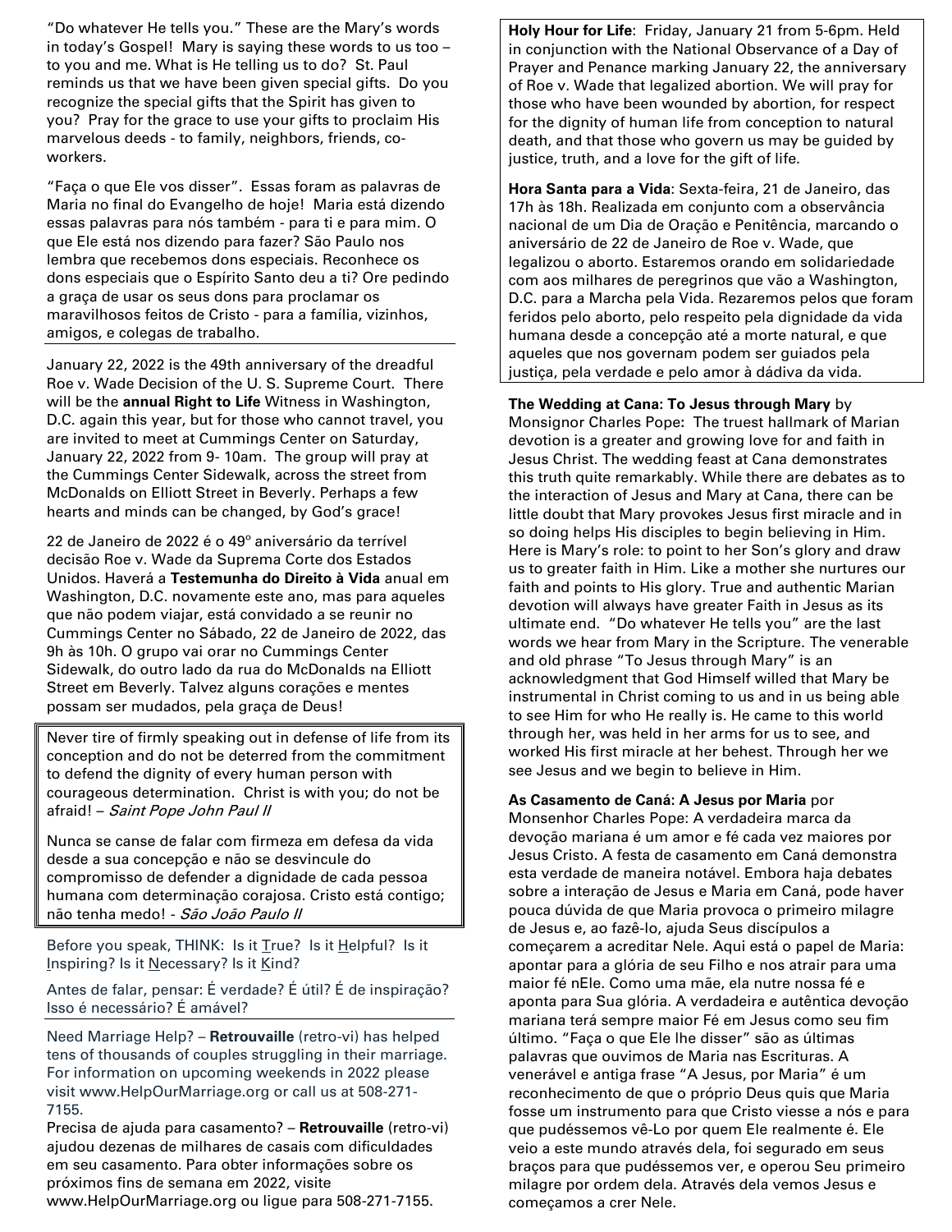"Do whatever He tells you." These are the Mary's words in today's Gospel! Mary is saying these words to us too – to you and me. What is He telling us to do? St. Paul reminds us that we have been given special gifts. Do you recognize the special gifts that the Spirit has given to you? Pray for the grace to use your gifts to proclaim His marvelous deeds - to family, neighbors, friends, co-workers.

"Faça o que Ele vos disser". Essas foram as palavras de Maria no final do Evangelho de hoje! Maria está dizendo essas palavras para nós também - para ti e para mim. O que Ele está nos dizendo para fazer? São Paulo nos lembra que recebemos dons especiais. Reconhece os dons especiais que o Espírito Santo deu a ti? Ore pedindo a graça de usar os seus dons para proclamar os maravilhosos feitos de Cristo - para a família, vizinhos, amigos, e colegas de trabalho.

---

January 22, 2022 is the 49th anniversary of the dreadful Roe v. Wade Decision of the U. S. Supreme Court. There will be the **annual Right to Life** Witness in Washington, D.C. again this year, but for those who cannot travel, you are invited to meet at Cummings Center on Saturday, January 22, 2022 from 9- 10am. The group will pray at the Cummings Center Sidewalk, across the street from McDonalds on Elliott Street in Beverly. Perhaps a few hearts and minds can be changed, by God's grace!

22 de Janeiro de 2022 é o 49º aniversário da terrível decisão Roe v. Wade da Suprema Corte dos Estados Unidos. Haverá a **Testemunha do Direito à Vida** anual em Washington, D.C. novamente este ano, mas para aqueles que não podem viajar, está convidado a se reunir no Cummings Center no Sábado, 22 de Janeiro de 2022, das 9h às 10h. O grupo vai orar no Cummings Center Sidewalk, do outro lado da rua do McDonalds na Elliott Street em Beverly. Talvez alguns corações e mentes possam ser mudados, pela graça de Deus!

---

Never tire of firmly speaking out in defense of life from its conception and do not be deterred from the commitment to defend the dignity of every human person with courageous determination. Christ is with you; do not be afraid! – *Saint Pope John Paul II*

Nunca se canse de falar com firmeza em defesa da vida desde a sua concepção e não se desvincule do compromisso de defender a dignidade de cada pessoa humana com determinação corajosa. Cristo está contigo; não tenha medo! - *São João Paulo II*

---

Before you speak, THINK: Is it True? Is it Helpful? Is it Inspiring? Is it Necessary? Is it Kind?

Antes de falar, pensar: É verdade? É útil? É de inspiração? Isso é necessário? É amável?

---

Need Marriage Help? – **Retrouvaille** (retro-vi) has helped tens of thousands of couples struggling in their marriage. For information on upcoming weekends in 2022 please visit www.HelpOurMarriage.org or call us at 508-271-7155.

Precisa de ajuda para casamento? – **Retrouvaille** (retro-vi) ajudou dezenas de milhares de casais com dificuldades em seu casamento. Para obter informações sobre os próximos fins de semana em 2022, visite www.HelpOurMarriage.org ou ligue para 508-271-7155.

---

**Holy Hour for Life**: Friday, January 21 from 5-6pm. Held in conjunction with the National Observance of a Day of Prayer and Penance marking January 22, the anniversary of Roe v. Wade that legalized abortion. We will pray for those who have been wounded by abortion, for respect for the dignity of human life from conception to natural death, and that those who govern us may be guided by justice, truth, and a love for the gift of life.

**Hora Santa para a Vida**: Sexta-feira, 21 de Janeiro, das 17h às 18h. Realizada em conjunto com a observância nacional de um Dia de Oração e Penitência, marcando o aniversário de 22 de Janeiro de Roe v. Wade, que legalizou o aborto. Estaremos orando em solidariedade com aos milhares de peregrinos que vão a Washington, D.C. para a Marcha pela Vida. Rezaremos pelos que foram feridos pelo aborto, pelo respeito pela dignidade da vida humana desde a concepção até a morte natural, e que aqueles que nos governam podem ser guiados pela justiça, pela verdade e pelo amor à dádiva da vida.

---

**The Wedding at Cana**: **To Jesus through Mary** by Monsignor Charles Pope: The truest hallmark of Marian devotion is a greater and growing love for and faith in Jesus Christ. The wedding feast at Cana demonstrates this truth quite remarkably. While there are debates as to the interaction of Jesus and Mary at Cana, there can be little doubt that Mary provokes Jesus first miracle and in so doing helps His disciples to begin believing in Him. Here is Mary's role: to point to her Son's glory and draw us to greater faith in Him. Like a mother she nurtures our faith and points to His glory. True and authentic Marian devotion will always have greater Faith in Jesus as its ultimate end. "Do whatever He tells you" are the last words we hear from Mary in the Scripture. The venerable and old phrase "To Jesus through Mary" is an acknowledgment that God Himself willed that Mary be instrumental in Christ coming to us and in us being able to see Him for who He really is. He came to this world through her, was held in her arms for us to see, and worked His first miracle at her behest. Through her we see Jesus and we begin to believe in Him.

**As Casamento de Caná**: **A Jesus por Maria** por Monsenhor Charles Pope: A verdadeira marca da devoção mariana é um amor e fé cada vez maiores por Jesus Cristo. A festa de casamento em Caná demonstra esta verdade de maneira notável. Embora haja debates sobre a interação de Jesus e Maria em Caná, pode haver pouca dúvida de que Maria provoca o primeiro milagre de Jesus e, ao fazê-lo, ajuda Seus discípulos a começarem a acreditar Nele. Aqui está o papel de Maria: apontar para a glória de seu Filho e nos atrair para uma maior fé nEle. Como uma mãe, ela nutre nossa fé e aponta para Sua glória. A verdadeira e autêntica devoção mariana terá sempre maior Fé em Jesus como seu fim último. "Faça o que Ele lhe disser" são as últimas palavras que ouvimos de Maria nas Escrituras. A venerável e antiga frase "A Jesus, por Maria" é um reconhecimento de que o próprio Deus quis que Maria fosse um instrumento para que Cristo viesse a nós e para que pudéssemos vê-Lo por quem Ele realmente é. Ele veio a este mundo através dela, foi segurado em seus braços para que pudéssemos ver, e operou Seu primeiro milagre por ordem dela. Através dela vemos Jesus e começamos a crer Nele.